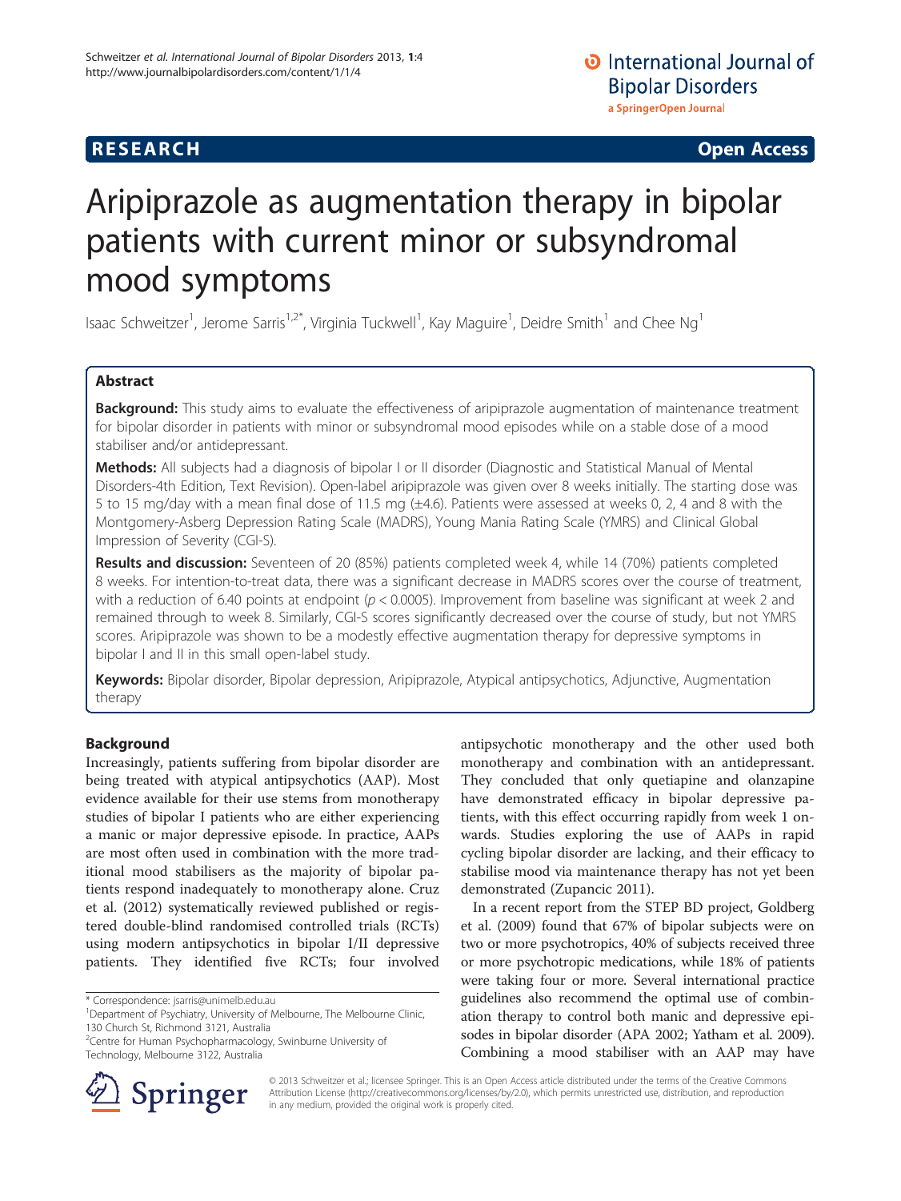**RESEARCH** **Open Access**

# Aripiprazole as augmentation therapy in bipolar patients with current minor or subsyndromal mood symptoms

Isaac Schweitzer[1], Jerome Sarris[1,2*], Virginia Tuckwell[1], Kay Maguire[1], Deidre Smith[1] and Chee Ng[1]

## Abstract

**Background:** This study aims to evaluate the effectiveness of aripiprazole augmentation of maintenance treatment for bipolar disorder in patients with minor or subsyndromal mood episodes while on a stable dose of a mood stabiliser and/or antidepressant.

**Methods:** All subjects had a diagnosis of bipolar I or II disorder (Diagnostic and Statistical Manual of Mental Disorders-4th Edition, Text Revision). Open-label aripiprazole was given over 8 weeks initially. The starting dose was 5 to 15 mg/day with a mean final dose of 11.5 mg (±4.6). Patients were assessed at weeks 0, 2, 4 and 8 with the Montgomery-Asberg Depression Rating Scale (MADRS), Young Mania Rating Scale (YMRS) and Clinical Global Impression of Severity (CGI-S).

**Results and discussion:** Seventeen of 20 (85%) patients completed week 4, while 14 (70%) patients completed 8 weeks. For intention-to-treat data, there was a significant decrease in MADRS scores over the course of treatment, with a reduction of 6.40 points at endpoint ($p < 0.0005$). Improvement from baseline was significant at week 2 and remained through to week 8. Similarly, CGI-S scores significantly decreased over the course of study, but not YMRS scores. Aripiprazole was shown to be a modestly effective augmentation therapy for depressive symptoms in bipolar I and II in this small open-label study.

**Keywords:** Bipolar disorder, Bipolar depression, Aripiprazole, Atypical antipsychotics, Adjunctive, Augmentation therapy

## Background

Increasingly, patients suffering from bipolar disorder are being treated with atypical antipsychotics (AAP). Most evidence available for their use stems from monotherapy studies of bipolar I patients who are either experiencing a manic or major depressive episode. In practice, AAPs are most often used in combination with the more traditional mood stabilisers as the majority of bipolar patients respond inadequately to monotherapy alone. Cruz et al. (2012) systematically reviewed published or registered double-blind randomised controlled trials (RCTs) using modern antipsychotics in bipolar I/II depressive patients. They identified five RCTs; four involved antipsychotic monotherapy and the other used both monotherapy and combination with an antidepressant. They concluded that only quetiapine and olanzapine have demonstrated efficacy in bipolar depressive patients, with this effect occurring rapidly from week 1 onwards. Studies exploring the use of AAPs in rapid cycling bipolar disorder are lacking, and their efficacy to stabilise mood via maintenance therapy has not yet been demonstrated (Zupancic 2011).

In a recent report from the STEP BD project, Goldberg et al. (2009) found that 67% of bipolar subjects were on two or more psychotropics, 40% of subjects received three or more psychotropic medications, while 18% of patients were taking four or more. Several international practice guidelines also recommend the optimal use of combination therapy to control both manic and depressive episodes in bipolar disorder (APA 2002; Yatham et al. 2009). Combining a mood stabiliser with an AAP may have

\* Correspondence: jsarris@unimelb.edu.au
[1]Department of Psychiatry, University of Melbourne, The Melbourne Clinic, 130 Church St, Richmond 3121, Australia
[2]Centre for Human Psychopharmacology, Swinburne University of Technology, Melbourne 3122, Australia

© 2013 Schweitzer et al.; licensee Springer. This is an Open Access article distributed under the terms of the Creative Commons Attribution License (http://creativecommons.org/licenses/by/2.0), which permits unrestricted use, distribution, and reproduction in any medium, provided the original work is properly cited.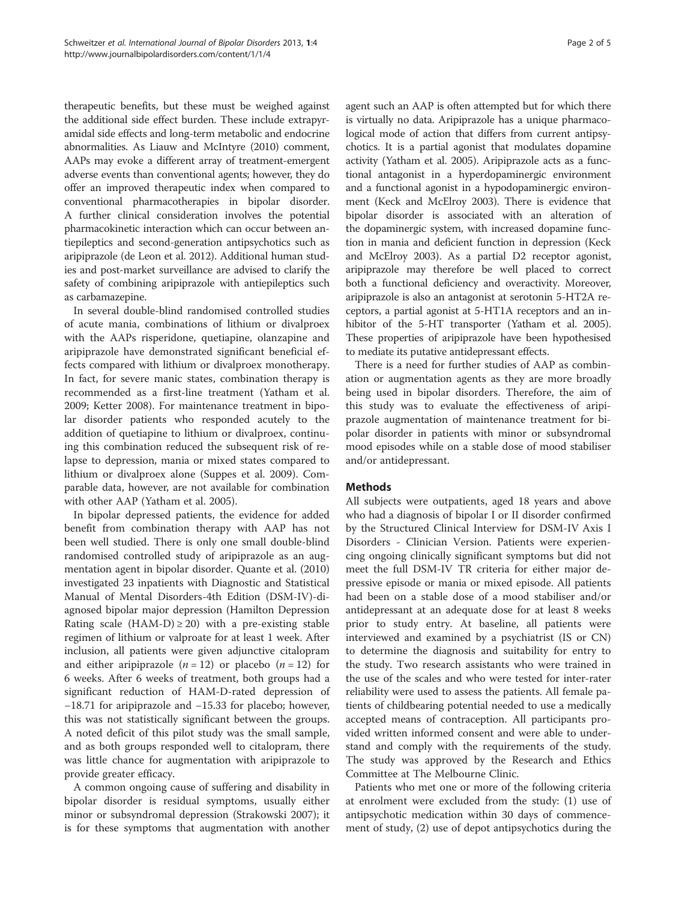therapeutic benefits, but these must be weighed against the additional side effect burden. These include extrapyramidal side effects and long-term metabolic and endocrine abnormalities. As Liauw and McIntyre (2010) comment, AAPs may evoke a different array of treatment-emergent adverse events than conventional agents; however, they do offer an improved therapeutic index when compared to conventional pharmacotherapies in bipolar disorder. A further clinical consideration involves the potential pharmacokinetic interaction which can occur between antiepileptics and second-generation antipsychotics such as aripiprazole (de Leon et al. 2012). Additional human studies and post-market surveillance are advised to clarify the safety of combining aripiprazole with antiepileptics such as carbamazepine.

In several double-blind randomised controlled studies of acute mania, combinations of lithium or divalproex with the AAPs risperidone, quetiapine, olanzapine and aripiprazole have demonstrated significant beneficial effects compared with lithium or divalproex monotherapy. In fact, for severe manic states, combination therapy is recommended as a first-line treatment (Yatham et al. 2009; Ketter 2008). For maintenance treatment in bipolar disorder patients who responded acutely to the addition of quetiapine to lithium or divalproex, continuing this combination reduced the subsequent risk of relapse to depression, mania or mixed states compared to lithium or divalproex alone (Suppes et al. 2009). Comparable data, however, are not available for combination with other AAP (Yatham et al. 2005).

In bipolar depressed patients, the evidence for added benefit from combination therapy with AAP has not been well studied. There is only one small double-blind randomised controlled study of aripiprazole as an augmentation agent in bipolar disorder. Quante et al. (2010) investigated 23 inpatients with Diagnostic and Statistical Manual of Mental Disorders-4th Edition (DSM-IV)-diagnosed bipolar major depression (Hamilton Depression Rating scale (HAM-D) $\geq 20$) with a pre-existing stable regimen of lithium or valproate for at least 1 week. After inclusion, all patients were given adjunctive citalopram and either aripiprazole ($n = 12$) or placebo ($n = 12$) for 6 weeks. After 6 weeks of treatment, both groups had a significant reduction of HAM-D-rated depression of −18.71 for aripiprazole and −15.33 for placebo; however, this was not statistically significant between the groups. A noted deficit of this pilot study was the small sample, and as both groups responded well to citalopram, there was little chance for augmentation with aripiprazole to provide greater efficacy.

A common ongoing cause of suffering and disability in bipolar disorder is residual symptoms, usually either minor or subsyndromal depression (Strakowski 2007); it is for these symptoms that augmentation with another agent such an AAP is often attempted but for which there is virtually no data. Aripiprazole has a unique pharmacological mode of action that differs from current antipsychotics. It is a partial agonist that modulates dopamine activity (Yatham et al. 2005). Aripiprazole acts as a functional antagonist in a hyperdopaminergic environment and a functional agonist in a hypodopaminergic environment (Keck and McElroy 2003). There is evidence that bipolar disorder is associated with an alteration of the dopaminergic system, with increased dopamine function in mania and deficient function in depression (Keck and McElroy 2003). As a partial D2 receptor agonist, aripiprazole may therefore be well placed to correct both a functional deficiency and overactivity. Moreover, aripiprazole is also an antagonist at serotonin 5-HT2A receptors, a partial agonist at 5-HT1A receptors and an inhibitor of the 5-HT transporter (Yatham et al. 2005). These properties of aripiprazole have been hypothesised to mediate its putative antidepressant effects.

There is a need for further studies of AAP as combination or augmentation agents as they are more broadly being used in bipolar disorders. Therefore, the aim of this study was to evaluate the effectiveness of aripiprazole augmentation of maintenance treatment for bipolar disorder in patients with minor or subsyndromal mood episodes while on a stable dose of mood stabiliser and/or antidepressant.

## Methods

All subjects were outpatients, aged 18 years and above who had a diagnosis of bipolar I or II disorder confirmed by the Structured Clinical Interview for DSM-IV Axis I Disorders - Clinician Version. Patients were experiencing ongoing clinically significant symptoms but did not meet the full DSM-IV TR criteria for either major depressive episode or mania or mixed episode. All patients had been on a stable dose of a mood stabiliser and/or antidepressant at an adequate dose for at least 8 weeks prior to study entry. At baseline, all patients were interviewed and examined by a psychiatrist (IS or CN) to determine the diagnosis and suitability for entry to the study. Two research assistants who were trained in the use of the scales and who were tested for inter-rater reliability were used to assess the patients. All female patients of childbearing potential needed to use a medically accepted means of contraception. All participants provided written informed consent and were able to understand and comply with the requirements of the study. The study was approved by the Research and Ethics Committee at The Melbourne Clinic.

Patients who met one or more of the following criteria at enrolment were excluded from the study: (1) use of antipsychotic medication within 30 days of commencement of study, (2) use of depot antipsychotics during the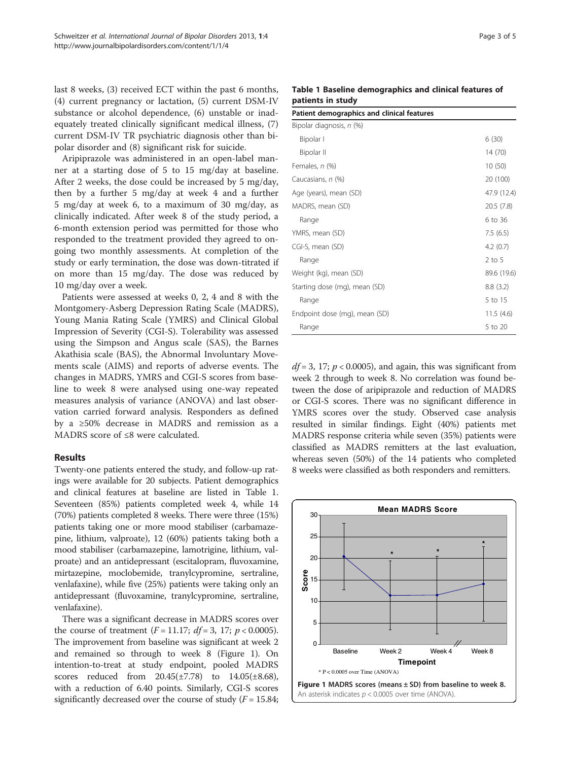last 8 weeks, (3) received ECT within the past 6 months, (4) current pregnancy or lactation, (5) current DSM-IV substance or alcohol dependence, (6) unstable or inadequately treated clinically significant medical illness, (7) current DSM-IV TR psychiatric diagnosis other than bipolar disorder and (8) significant risk for suicide.

Aripiprazole was administered in an open-label manner at a starting dose of 5 to 15 mg/day at baseline. After 2 weeks, the dose could be increased by 5 mg/day, then by a further 5 mg/day at week 4 and a further 5 mg/day at week 6, to a maximum of 30 mg/day, as clinically indicated. After week 8 of the study period, a 6-month extension period was permitted for those who responded to the treatment provided they agreed to ongoing two monthly assessments. At completion of the study or early termination, the dose was down-titrated if on more than 15 mg/day. The dose was reduced by 10 mg/day over a week.

Patients were assessed at weeks 0, 2, 4 and 8 with the Montgomery-Asberg Depression Rating Scale (MADRS), Young Mania Rating Scale (YMRS) and Clinical Global Impression of Severity (CGI-S). Tolerability was assessed using the Simpson and Angus scale (SAS), the Barnes Akathisia scale (BAS), the Abnormal Involuntary Movements scale (AIMS) and reports of adverse events. The changes in MADRS, YMRS and CGI-S scores from baseline to week 8 were analysed using one-way repeated measures analysis of variance (ANOVA) and last observation carried forward analysis. Responders as defined by a ≥50% decrease in MADRS and remission as a MADRS score of ≤8 were calculated.

## Results

Twenty-one patients entered the study, and follow-up ratings were available for 20 subjects. Patient demographics and clinical features at baseline are listed in Table 1. Seventeen (85%) patients completed week 4, while 14 (70%) patients completed 8 weeks. There were three (15%) patients taking one or more mood stabiliser (carbamazepine, lithium, valproate), 12 (60%) patients taking both a mood stabiliser (carbamazepine, lamotrigine, lithium, valproate) and an antidepressant (escitalopram, fluvoxamine, mirtazepine, moclobemide, tranylcypromine, sertraline, venlafaxine), while five (25%) patients were taking only an antidepressant (fluvoxamine, tranylcypromine, sertraline, venlafaxine).

There was a significant decrease in MADRS scores over the course of treatment ($F = 11.17$; $df = 3, 17$; $p < 0.0005$). The improvement from baseline was significant at week 2 and remained so through to week 8 (Figure 1). On intention-to-treat at study endpoint, pooled MADRS scores reduced from 20.45(±7.78) to 14.05(±8.68), with a reduction of 6.40 points. Similarly, CGI-S scores significantly decreased over the course of study ($F = 15.84$; $df = 3, 17$; $p < 0.0005$), and again, this was significant from week 2 through to week 8. No correlation was found between the dose of aripiprazole and reduction of MADRS or CGI-S scores. There was no significant difference in YMRS scores over the study. Observed case analysis resulted in similar findings. Eight (40%) patients met MADRS response criteria while seven (35%) patients were classified as MADRS remitters at the last evaluation, whereas seven (50%) of the 14 patients who completed 8 weeks were classified as both responders and remitters.

**Table 1 Baseline demographics and clinical features of patients in study**

| Patient demographics and clinical features | |
|---|---|
| Bipolar diagnosis, *n* (%) | |
| Bipolar I | 6 (30) |
| Bipolar II | 14 (70) |
| Females, *n* (%) | 10 (50) |
| Caucasians, *n* (%) | 20 (100) |
| Age (years), mean (SD) | 47.9 (12.4) |
| MADRS, mean (SD) | 20.5 (7.8) |
| Range | 6 to 36 |
| YMRS, mean (SD) | 7.5 (6.5) |
| CGI-S, mean (SD) | 4.2 (0.7) |
| Range | 2 to 5 |
| Weight (kg), mean (SD) | 89.6 (19.6) |
| Starting dose (mg), mean (SD) | 8.8 (3.2) |
| Range | 5 to 15 |
| Endpoint dose (mg), mean (SD) | 11.5 (4.6) |
| Range | 5 to 20 |

**Figure 1 MADRS scores (means ± SD) from baseline to week 8.** An asterisk indicates $p < 0.0005$ over time (ANOVA).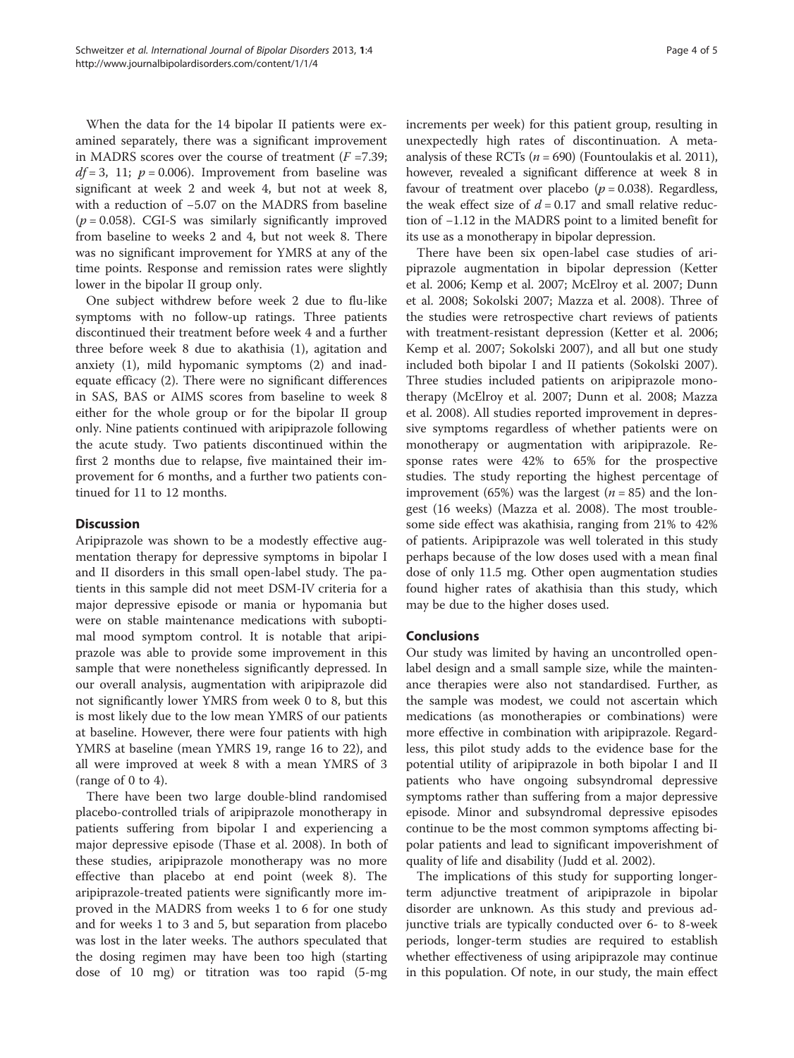When the data for the 14 bipolar II patients were examined separately, there was a significant improvement in MADRS scores over the course of treatment ($F$ =7.39; $df$ = 3, 11; $p$ = 0.006). Improvement from baseline was significant at week 2 and week 4, but not at week 8, with a reduction of −5.07 on the MADRS from baseline ($p$ = 0.058). CGI-S was similarly significantly improved from baseline to weeks 2 and 4, but not week 8. There was no significant improvement for YMRS at any of the time points. Response and remission rates were slightly lower in the bipolar II group only.

One subject withdrew before week 2 due to flu-like symptoms with no follow-up ratings. Three patients discontinued their treatment before week 4 and a further three before week 8 due to akathisia (1), agitation and anxiety (1), mild hypomanic symptoms (2) and inadequate efficacy (2). There were no significant differences in SAS, BAS or AIMS scores from baseline to week 8 either for the whole group or for the bipolar II group only. Nine patients continued with aripiprazole following the acute study. Two patients discontinued within the first 2 months due to relapse, five maintained their improvement for 6 months, and a further two patients continued for 11 to 12 months.

## Discussion

Aripiprazole was shown to be a modestly effective augmentation therapy for depressive symptoms in bipolar I and II disorders in this small open-label study. The patients in this sample did not meet DSM-IV criteria for a major depressive episode or mania or hypomania but were on stable maintenance medications with suboptimal mood symptom control. It is notable that aripiprazole was able to provide some improvement in this sample that were nonetheless significantly depressed. In our overall analysis, augmentation with aripiprazole did not significantly lower YMRS from week 0 to 8, but this is most likely due to the low mean YMRS of our patients at baseline. However, there were four patients with high YMRS at baseline (mean YMRS 19, range 16 to 22), and all were improved at week 8 with a mean YMRS of 3 (range of 0 to 4).

There have been two large double-blind randomised placebo-controlled trials of aripiprazole monotherapy in patients suffering from bipolar I and experiencing a major depressive episode (Thase et al. 2008). In both of these studies, aripiprazole monotherapy was no more effective than placebo at end point (week 8). The aripiprazole-treated patients were significantly more improved in the MADRS from weeks 1 to 6 for one study and for weeks 1 to 3 and 5, but separation from placebo was lost in the later weeks. The authors speculated that the dosing regimen may have been too high (starting dose of 10 mg) or titration was too rapid (5-mg increments per week) for this patient group, resulting in unexpectedly high rates of discontinuation. A meta-analysis of these RCTs ($n$ = 690) (Fountoulakis et al. 2011), however, revealed a significant difference at week 8 in favour of treatment over placebo ($p$ = 0.038). Regardless, the weak effect size of $d$ = 0.17 and small relative reduction of −1.12 in the MADRS point to a limited benefit for its use as a monotherapy in bipolar depression.

There have been six open-label case studies of aripiprazole augmentation in bipolar depression (Ketter et al. 2006; Kemp et al. 2007; McElroy et al. 2007; Dunn et al. 2008; Sokolski 2007; Mazza et al. 2008). Three of the studies were retrospective chart reviews of patients with treatment-resistant depression (Ketter et al. 2006; Kemp et al. 2007; Sokolski 2007), and all but one study included both bipolar I and II patients (Sokolski 2007). Three studies included patients on aripiprazole monotherapy (McElroy et al. 2007; Dunn et al. 2008; Mazza et al. 2008). All studies reported improvement in depressive symptoms regardless of whether patients were on monotherapy or augmentation with aripiprazole. Response rates were 42% to 65% for the prospective studies. The study reporting the highest percentage of improvement (65%) was the largest ($n$ = 85) and the longest (16 weeks) (Mazza et al. 2008). The most troublesome side effect was akathisia, ranging from 21% to 42% of patients. Aripiprazole was well tolerated in this study perhaps because of the low doses used with a mean final dose of only 11.5 mg. Other open augmentation studies found higher rates of akathisia than this study, which may be due to the higher doses used.

## Conclusions

Our study was limited by having an uncontrolled open-label design and a small sample size, while the maintenance therapies were also not standardised. Further, as the sample was modest, we could not ascertain which medications (as monotherapies or combinations) were more effective in combination with aripiprazole. Regardless, this pilot study adds to the evidence base for the potential utility of aripiprazole in both bipolar I and II patients who have ongoing subsyndromal depressive symptoms rather than suffering from a major depressive episode. Minor and subsyndromal depressive episodes continue to be the most common symptoms affecting bipolar patients and lead to significant impoverishment of quality of life and disability (Judd et al. 2002).

The implications of this study for supporting longer-term adjunctive treatment of aripiprazole in bipolar disorder are unknown. As this study and previous adjunctive trials are typically conducted over 6- to 8-week periods, longer-term studies are required to establish whether effectiveness of using aripiprazole may continue in this population. Of note, in our study, the main effect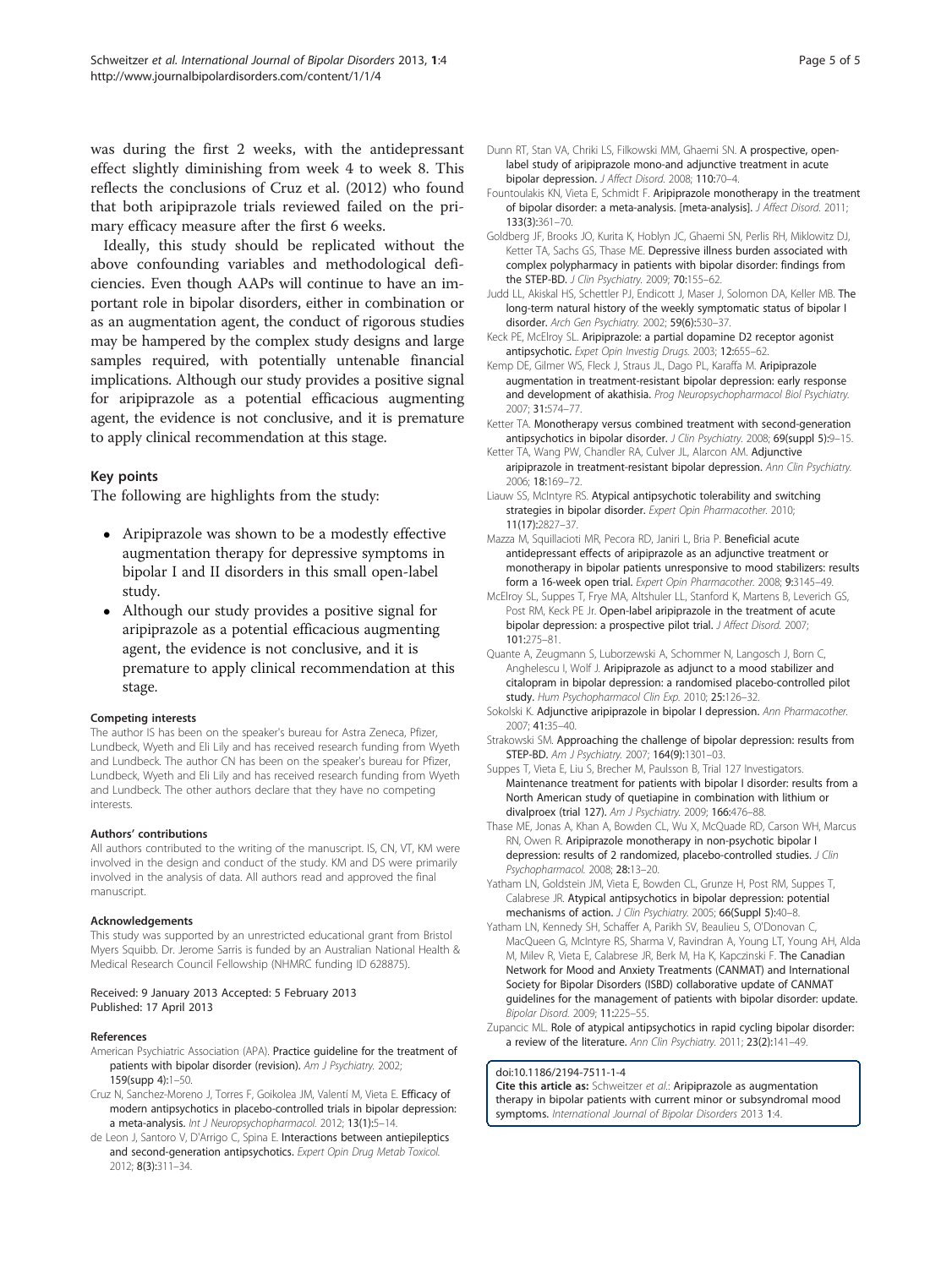was during the first 2 weeks, with the antidepressant effect slightly diminishing from week 4 to week 8. This reflects the conclusions of Cruz et al. (2012) who found that both aripiprazole trials reviewed failed on the primary efficacy measure after the first 6 weeks.

Ideally, this study should be replicated without the above confounding variables and methodological deficiencies. Even though AAPs will continue to have an important role in bipolar disorders, either in combination or as an augmentation agent, the conduct of rigorous studies may be hampered by the complex study designs and large samples required, with potentially untenable financial implications. Although our study provides a positive signal for aripiprazole as a potential efficacious augmenting agent, the evidence is not conclusive, and it is premature to apply clinical recommendation at this stage.

## Key points

The following are highlights from the study:

- Aripiprazole was shown to be a modestly effective augmentation therapy for depressive symptoms in bipolar I and II disorders in this small open-label study.
- Although our study provides a positive signal for aripiprazole as a potential efficacious augmenting agent, the evidence is not conclusive, and it is premature to apply clinical recommendation at this stage.

### Competing interests

The author IS has been on the speaker's bureau for Astra Zeneca, Pfizer, Lundbeck, Wyeth and Eli Lily and has received research funding from Wyeth and Lundbeck. The author CN has been on the speaker's bureau for Pfizer, Lundbeck, Wyeth and Eli Lily and has received research funding from Wyeth and Lundbeck. The other authors declare that they have no competing interests.

### Authors' contributions

All authors contributed to the writing of the manuscript. IS, CN, VT, KM were involved in the design and conduct of the study. KM and DS were primarily involved in the analysis of data. All authors read and approved the final manuscript.

### Acknowledgements

This study was supported by an unrestricted educational grant from Bristol Myers Squibb. Dr. Jerome Sarris is funded by an Australian National Health & Medical Research Council Fellowship (NHMRC funding ID 628875).

Received: 9 January 2013 Accepted: 5 February 2013
Published: 17 April 2013

### References

American Psychiatric Association (APA). Practice guideline for the treatment of patients with bipolar disorder (revision). *Am J Psychiatry.* 2002; **159**(supp 4):1–50.

Cruz N, Sanchez-Moreno J, Torres F, Goikolea JM, Valentí M, Vieta E. Efficacy of modern antipsychotics in placebo-controlled trials in bipolar depression: a meta-analysis. *Int J Neuropsychopharmacol.* 2012; **13**(1):5–14.

de Leon J, Santoro V, D'Arrigo C, Spina E. Interactions between antiepileptics and second-generation antipsychotics. *Expert Opin Drug Metab Toxicol.* 2012; **8**(3):311–34.

Dunn RT, Stan VA, Chriki LS, Filkowski MM, Ghaemi SN. A prospective, open-label study of aripiprazole mono-and adjunctive treatment in acute bipolar depression. *J Affect Disord.* 2008; **110**:70–4.

Fountoulakis KN, Vieta E, Schmidt F. Aripiprazole monotherapy in the treatment of bipolar disorder: a meta-analysis. [meta-analysis]. *J Affect Disord.* 2011; **133**(3):361–70.

Goldberg JF, Brooks JO, Kurita K, Hoblyn JC, Ghaemi SN, Perlis RH, Miklowitz DJ, Ketter TA, Sachs GS, Thase ME. Depressive illness burden associated with complex polypharmacy in patients with bipolar disorder: findings from the STEP-BD. *J Clin Psychiatry.* 2009; **70**:155–62.

Judd LL, Akiskal HS, Schettler PJ, Endicott J, Maser J, Solomon DA, Keller MB. The long-term natural history of the weekly symptomatic status of bipolar I disorder. *Arch Gen Psychiatry.* 2002; **59**(6):530–37.

Keck PE, McElroy SL. Aripiprazole: a partial dopamine D2 receptor agonist antipsychotic. *Expet Opin Investig Drugs.* 2003; **12**:655–62.

Kemp DE, Gilmer WS, Fleck J, Straus JL, Dago PL, Karaffa M. Aripiprazole augmentation in treatment-resistant bipolar depression: early response and development of akathisia. *Prog Neuropsychopharmacol Biol Psychiatry.* 2007; **31**:574–77.

Ketter TA. Monotherapy versus combined treatment with second-generation antipsychotics in bipolar disorder. *J Clin Psychiatry.* 2008; **69(suppl 5)**:9–15.

Ketter TA, Wang PW, Chandler RA, Culver JL, Alarcon AM. Adjunctive aripiprazole in treatment-resistant bipolar depression. *Ann Clin Psychiatry.* 2006; **18**:169–72.

Liauw SS, McIntyre RS. Atypical antipsychotic tolerability and switching strategies in bipolar disorder. *Expert Opin Pharmacother.* 2010; **11**(17):2827–37.

Mazza M, Squillacioti MR, Pecora RD, Janiri L, Bria P. Beneficial acute antidepressant effects of aripiprazole as an adjunctive treatment or monotherapy in bipolar patients unresponsive to mood stabilizers: results form a 16-week open trial. *Expert Opin Pharmacother.* 2008; **9**:3145–49.

McElroy SL, Suppes T, Frye MA, Altshuler LL, Stanford K, Martens B, Leverich GS, Post RM, Keck PE Jr. Open-label aripiprazole in the treatment of acute bipolar depression: a prospective pilot trial. *J Affect Disord.* 2007; **101**:275–81.

Quante A, Zeugmann S, Luborzewski A, Schommer N, Langosch J, Born C, Anghelescu I, Wolf J. Aripiprazole as adjunct to a mood stabilizer and citalopram in bipolar depression: a randomised placebo-controlled pilot study. *Hum Psychopharmacol Clin Exp.* 2010; **25**:126–32.

Sokolski K. Adjunctive aripiprazole in bipolar I depression. *Ann Pharmacother.* 2007; **41**:35–40.

Strakowski SM. Approaching the challenge of bipolar depression: results from STEP-BD. *Am J Psychiatry.* 2007; **164**(9):1301–03.

Suppes T, Vieta E, Liu S, Brecher M, Paulsson B, Trial 127 Investigators. Maintenance treatment for patients with bipolar I disorder: results from a North American study of quetiapine in combination with lithium or divalproex (trial 127). *Am J Psychiatry.* 2009; **166**:476–88.

Thase ME, Jonas A, Khan A, Bowden CL, Wu X, McQuade RD, Carson WH, Marcus RN, Owen R. Aripiprazole monotherapy in non-psychotic bipolar I depression: results of 2 randomized, placebo-controlled studies. *J Clin Psychopharmacol.* 2008; **28**:13–20.

Yatham LN, Goldstein JM, Vieta E, Bowden CL, Grunze H, Post RM, Suppes T, Calabrese JR. Atypical antipsychotics in bipolar depression: potential mechanisms of action. *J Clin Psychiatry.* 2005; **66(Suppl 5)**:40–8.

Yatham LN, Kennedy SH, Schaffer A, Parikh SV, Beaulieu S, O'Donovan C, MacQueen G, McIntyre RS, Sharma V, Ravindran A, Young LT, Young AH, Alda M, Milev R, Vieta E, Calabrese JR, Berk M, Ha K, Kapczinski F. The Canadian Network for Mood and Anxiety Treatments (CANMAT) and International Society for Bipolar Disorders (ISBD) collaborative update of CANMAT guidelines for the management of patients with bipolar disorder: update. *Bipolar Disord.* 2009; **11**:225–55.

Zupancic ML. Role of atypical antipsychotics in rapid cycling bipolar disorder: a review of the literature. *Ann Clin Psychiatry.* 2011; **23**(2):141–49.

doi:10.1186/2194-7511-1-4

**Cite this article as:** Schweitzer *et al.*: Aripiprazole as augmentation therapy in bipolar patients with current minor or subsyndromal mood symptoms. *International Journal of Bipolar Disorders* 2013 **1**:4.